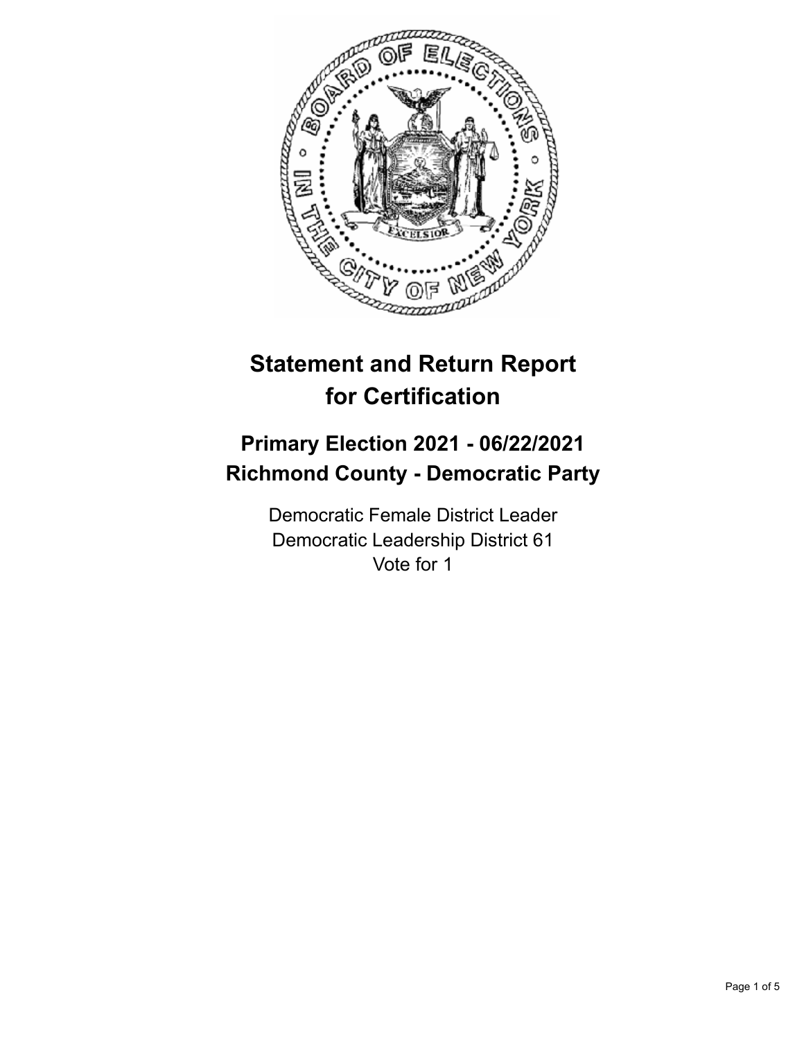# Statement and Return Report for Certification

## Primary Election 2021 - 06/22/2021
## Richmond County - Democratic Party

Democratic Female District Leader
Democratic Leadership District 61
Vote for 1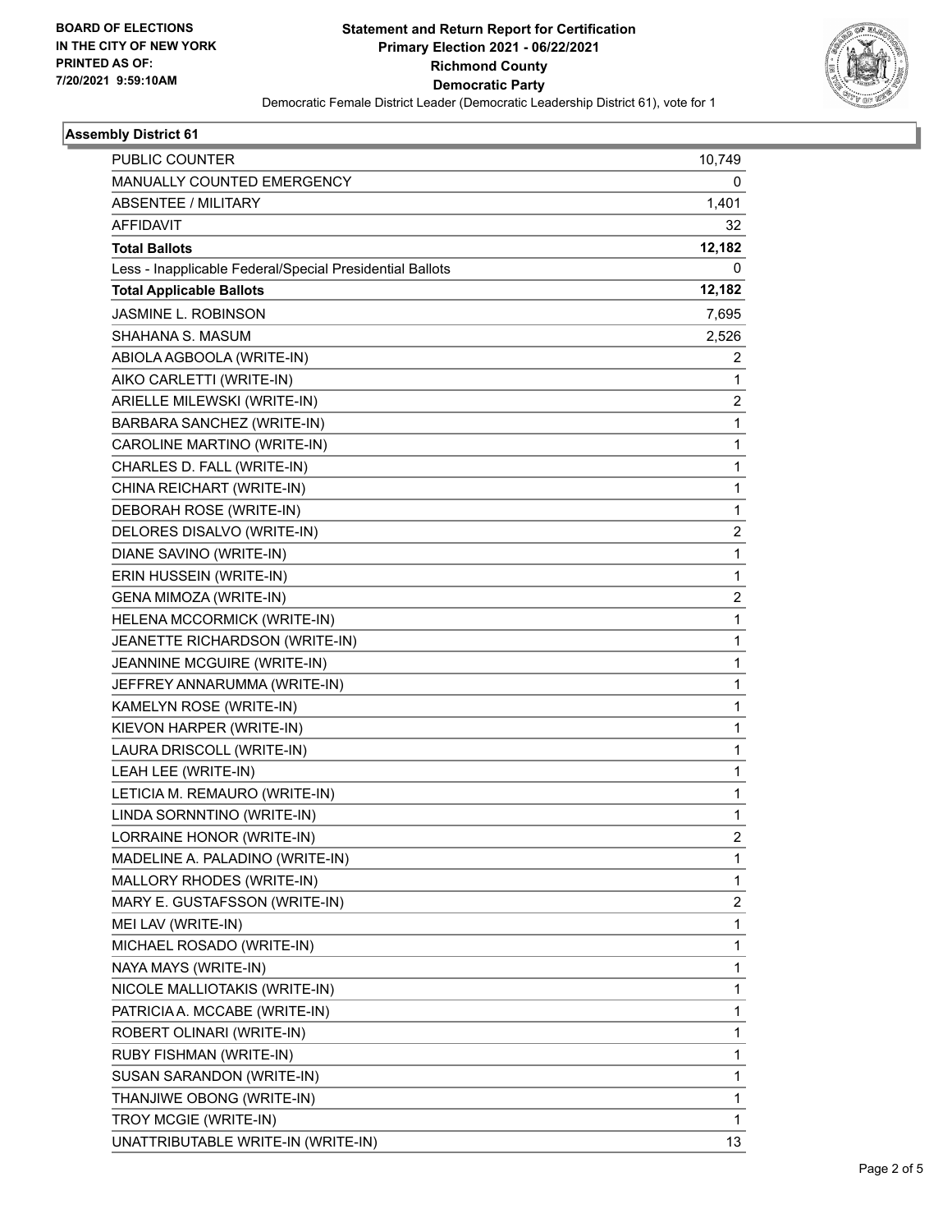BOARD OF ELECTIONS
IN THE CITY OF NEW YORK
PRINTED AS OF:
7/20/2021 9:59:10AM

**Statement and Return Report for Certification**
**Primary Election 2021 - 06/22/2021**
**Richmond County**
**Democratic Party**
Democratic Female District Leader (Democratic Leadership District 61), vote for 1

### Assembly District 61

| | |
|---|---|
| PUBLIC COUNTER | 10,749 |
| MANUALLY COUNTED EMERGENCY | 0 |
| ABSENTEE / MILITARY | 1,401 |
| AFFIDAVIT | 32 |
| **Total Ballots** | **12,182** |
| Less - Inapplicable Federal/Special Presidential Ballots | 0 |
| **Total Applicable Ballots** | **12,182** |
| JASMINE L. ROBINSON | 7,695 |
| SHAHANA S. MASUM | 2,526 |
| ABIOLA AGBOOLA (WRITE-IN) | 2 |
| AIKO CARLETTI (WRITE-IN) | 1 |
| ARIELLE MILEWSKI (WRITE-IN) | 2 |
| BARBARA SANCHEZ (WRITE-IN) | 1 |
| CAROLINE MARTINO (WRITE-IN) | 1 |
| CHARLES D. FALL (WRITE-IN) | 1 |
| CHINA REICHART (WRITE-IN) | 1 |
| DEBORAH ROSE (WRITE-IN) | 1 |
| DELORES DISALVO (WRITE-IN) | 2 |
| DIANE SAVINO (WRITE-IN) | 1 |
| ERIN HUSSEIN (WRITE-IN) | 1 |
| GENA MIMOZA (WRITE-IN) | 2 |
| HELENA MCCORMICK (WRITE-IN) | 1 |
| JEANETTE RICHARDSON (WRITE-IN) | 1 |
| JEANNINE MCGUIRE (WRITE-IN) | 1 |
| JEFFREY ANNARUMMA (WRITE-IN) | 1 |
| KAMELYN ROSE (WRITE-IN) | 1 |
| KIEVON HARPER (WRITE-IN) | 1 |
| LAURA DRISCOLL (WRITE-IN) | 1 |
| LEAH LEE (WRITE-IN) | 1 |
| LETICIA M. REMAURO (WRITE-IN) | 1 |
| LINDA SORNNTINO (WRITE-IN) | 1 |
| LORRAINE HONOR (WRITE-IN) | 2 |
| MADELINE A. PALADINO (WRITE-IN) | 1 |
| MALLORY RHODES (WRITE-IN) | 1 |
| MARY E. GUSTAFSSON (WRITE-IN) | 2 |
| MEI LAV (WRITE-IN) | 1 |
| MICHAEL ROSADO (WRITE-IN) | 1 |
| NAYA MAYS (WRITE-IN) | 1 |
| NICOLE MALLIOTAKIS (WRITE-IN) | 1 |
| PATRICIA A. MCCABE (WRITE-IN) | 1 |
| ROBERT OLINARI (WRITE-IN) | 1 |
| RUBY FISHMAN (WRITE-IN) | 1 |
| SUSAN SARANDON (WRITE-IN) | 1 |
| THANJIWE OBONG (WRITE-IN) | 1 |
| TROY MCGIE (WRITE-IN) | 1 |
| UNATTRIBUTABLE WRITE-IN (WRITE-IN) | 13 |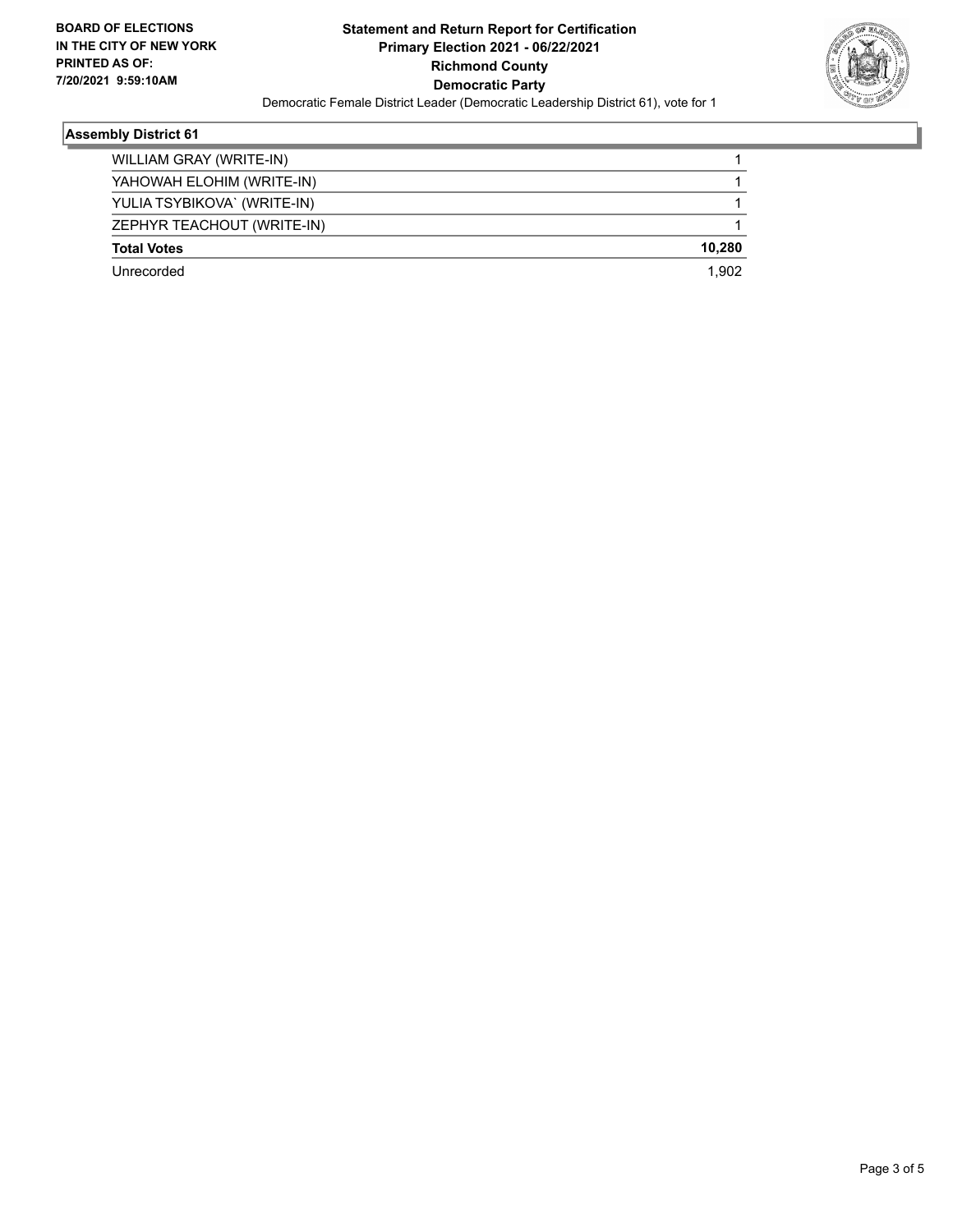**BOARD OF ELECTIONS IN THE CITY OF NEW YORK PRINTED AS OF: 7/20/2021 9:59:10AM**

**Statement and Return Report for Certification**
**Primary Election 2021 - 06/22/2021**
**Richmond County**
**Democratic Party**

Democratic Female District Leader (Democratic Leadership District 61), vote for 1

### Assembly District 61

| | |
|---|---|
| WILLIAM GRAY (WRITE-IN) | 1 |
| YAHOWAH ELOHIM (WRITE-IN) | 1 |
| YULIA TSYBIKOVA` (WRITE-IN) | 1 |
| ZEPHYR TEACHOUT (WRITE-IN) | 1 |
| **Total Votes** | **10,280** |
| Unrecorded | 1,902 |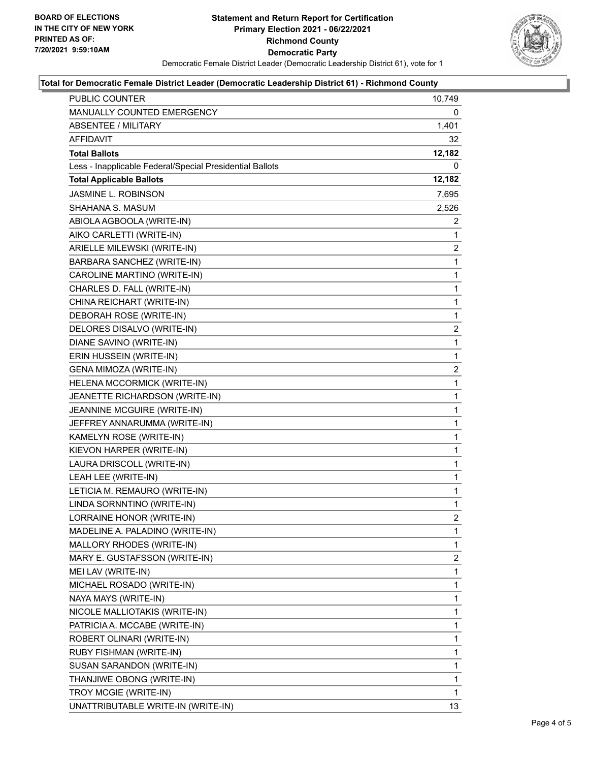**BOARD OF ELECTIONS IN THE CITY OF NEW YORK PRINTED AS OF: 7/20/2021 9:59:10AM**

# Statement and Return Report for Certification
## Primary Election 2021 - 06/22/2021
## Richmond County
## Democratic Party

Democratic Female District Leader (Democratic Leadership District 61), vote for 1

### Total for Democratic Female District Leader (Democratic Leadership District 61) - Richmond County

| | |
|---|---|
| PUBLIC COUNTER | 10,749 |
| MANUALLY COUNTED EMERGENCY | 0 |
| ABSENTEE / MILITARY | 1,401 |
| AFFIDAVIT | 32 |
| **Total Ballots** | **12,182** |
| Less - Inapplicable Federal/Special Presidential Ballots | 0 |
| **Total Applicable Ballots** | **12,182** |
| JASMINE L. ROBINSON | 7,695 |
| SHAHANA S. MASUM | 2,526 |
| ABIOLA AGBOOLA (WRITE-IN) | 2 |
| AIKO CARLETTI (WRITE-IN) | 1 |
| ARIELLE MILEWSKI (WRITE-IN) | 2 |
| BARBARA SANCHEZ (WRITE-IN) | 1 |
| CAROLINE MARTINO (WRITE-IN) | 1 |
| CHARLES D. FALL (WRITE-IN) | 1 |
| CHINA REICHART (WRITE-IN) | 1 |
| DEBORAH ROSE (WRITE-IN) | 1 |
| DELORES DISALVO (WRITE-IN) | 2 |
| DIANE SAVINO (WRITE-IN) | 1 |
| ERIN HUSSEIN (WRITE-IN) | 1 |
| GENA MIMOZA (WRITE-IN) | 2 |
| HELENA MCCORMICK (WRITE-IN) | 1 |
| JEANETTE RICHARDSON (WRITE-IN) | 1 |
| JEANNINE MCGUIRE (WRITE-IN) | 1 |
| JEFFREY ANNARUMMA (WRITE-IN) | 1 |
| KAMELYN ROSE (WRITE-IN) | 1 |
| KIEVON HARPER (WRITE-IN) | 1 |
| LAURA DRISCOLL (WRITE-IN) | 1 |
| LEAH LEE (WRITE-IN) | 1 |
| LETICIA M. REMAURO (WRITE-IN) | 1 |
| LINDA SORNNTINO (WRITE-IN) | 1 |
| LORRAINE HONOR (WRITE-IN) | 2 |
| MADELINE A. PALADINO (WRITE-IN) | 1 |
| MALLORY RHODES (WRITE-IN) | 1 |
| MARY E. GUSTAFSSON (WRITE-IN) | 2 |
| MEI LAV (WRITE-IN) | 1 |
| MICHAEL ROSADO (WRITE-IN) | 1 |
| NAYA MAYS (WRITE-IN) | 1 |
| NICOLE MALLIOTAKIS (WRITE-IN) | 1 |
| PATRICIA A. MCCABE (WRITE-IN) | 1 |
| ROBERT OLINARI (WRITE-IN) | 1 |
| RUBY FISHMAN (WRITE-IN) | 1 |
| SUSAN SARANDON (WRITE-IN) | 1 |
| THANJIWE OBONG (WRITE-IN) | 1 |
| TROY MCGIE (WRITE-IN) | 1 |
| UNATTRIBUTABLE WRITE-IN (WRITE-IN) | 13 |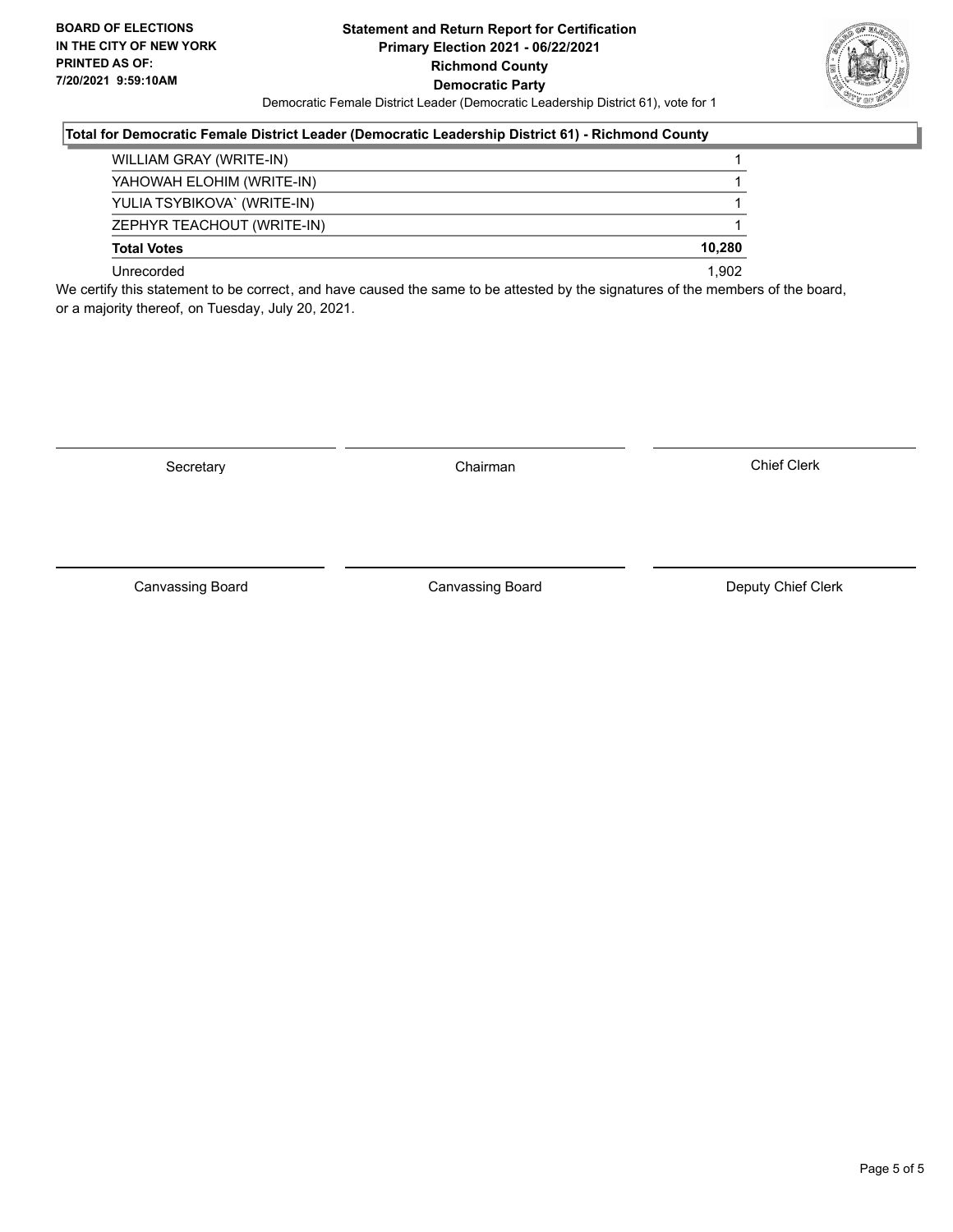**BOARD OF ELECTIONS IN THE CITY OF NEW YORK**
**PRINTED AS OF: 7/20/2021 9:59:10AM**

**Statement and Return Report for Certification**
**Primary Election 2021 - 06/22/2021**
**Richmond County**
**Democratic Party**

Democratic Female District Leader (Democratic Leadership District 61), vote for 1

**Total for Democratic Female District Leader (Democratic Leadership District 61) - Richmond County**

| | |
|---|---|
| WILLIAM GRAY (WRITE-IN) | 1 |
| YAHOWAH ELOHIM (WRITE-IN) | 1 |
| YULIA TSYBIKOVA` (WRITE-IN) | 1 |
| ZEPHYR TEACHOUT (WRITE-IN) | 1 |
| **Total Votes** | **10,280** |
| Unrecorded | 1,902 |

We certify this statement to be correct, and have caused the same to be attested by the signatures of the members of the board, or a majority thereof, on Tuesday, July 20, 2021.

Secretary

Chairman

Chief Clerk

Canvassing Board

Canvassing Board

Deputy Chief Clerk